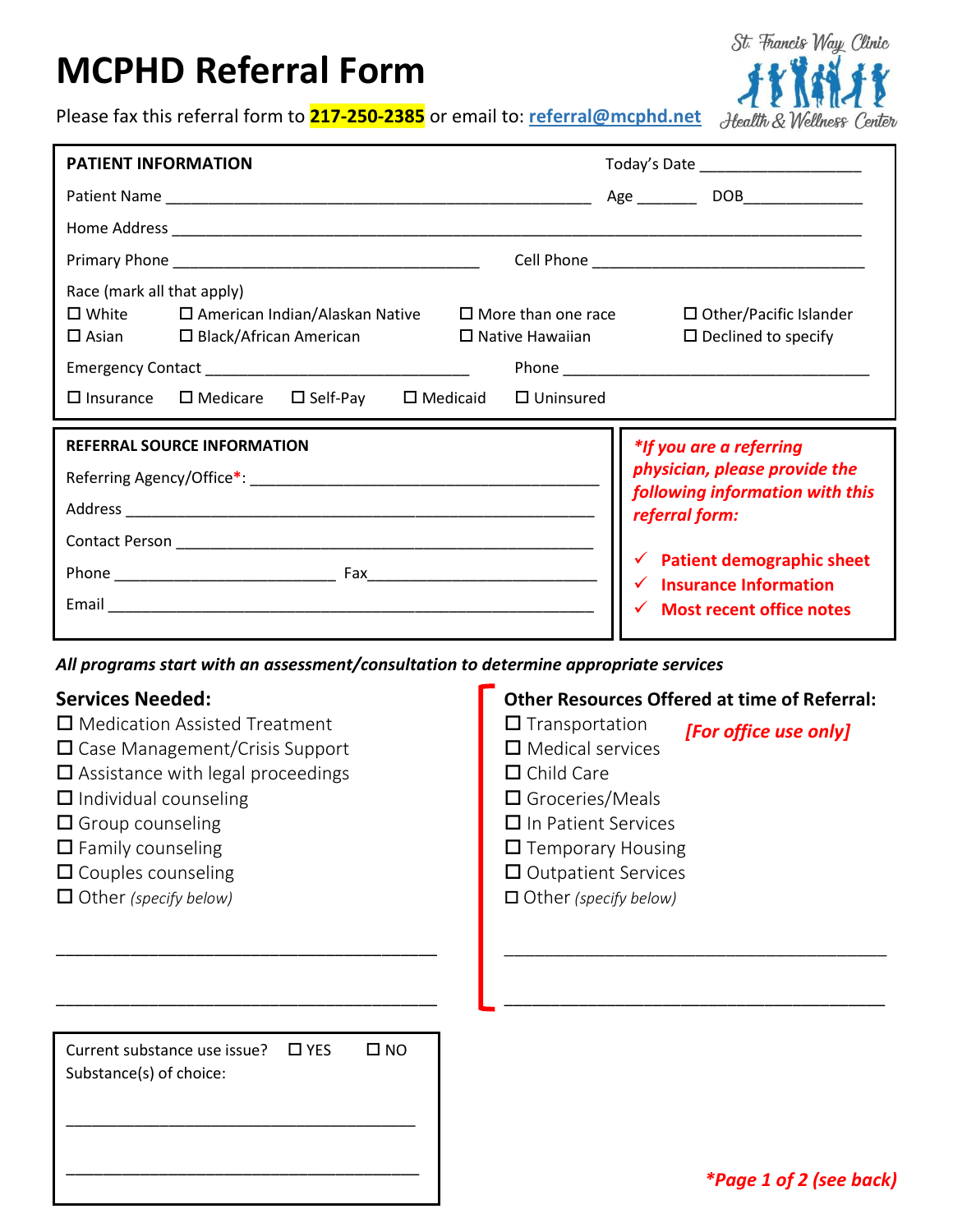# MCPHD Referral Form

St. Francis Way Clinic Health & Wellness Center

Please fax this referral form to **217-250-2385** or email to: **referral@mcphd.net**

**PATIENT INFORMATION**

Today's Date ___________________

Patient Name ___________________________________________________ Age _______ DOB______________

Home Address ___________________________________________________________________________________

Primary Phone ____________________________________ Cell Phone _________________________________

Race (mark all that apply)

☐ White ☐ American Indian/Alaskan Native ☐ More than one race ☐ Other/Pacific Islander

☐ Asian ☐ Black/African American ☐ Native Hawaiian ☐ Declined to specify

Emergency Contact ______________________________ Phone ____________________________________

☐ Insurance ☐ Medicare ☐ Self-Pay ☐ Medicaid ☐ Uninsured

**REFERRAL SOURCE INFORMATION**

Referring Agency/Office*: _________________________________________

Address ________________________________________________________

Contact Person ___________________________________________________

Phone _________________________ Fax___________________________

Email __________________________________________________________

***If you are a referring physician, please provide the following information with this referral form:***

- ✓ **Patient demographic sheet**
- ✓ **Insurance Information**
- ✓ **Most recent office notes**

***All programs start with an assessment/consultation to determine appropriate services***

## Services Needed:

☐ Medication Assisted Treatment
☐ Case Management/Crisis Support
☐ Assistance with legal proceedings
☐ Individual counseling
☐ Group counseling
☐ Family counseling
☐ Couples counseling
☐ Other *(specify below)*

_________________________________________

_________________________________________

## Other Resources Offered at time of Referral:

***[For office use only]***

☐ Transportation
☐ Medical services
☐ Child Care
☐ Groceries/Meals
☐ In Patient Services
☐ Temporary Housing
☐ Outpatient Services
☐ Other *(specify below)*

_________________________________________

_________________________________________

Current substance use issue? ☐ YES ☐ NO

Substance(s) of choice:

_________________________________________

_________________________________________

***Page 1 of 2 (see back)***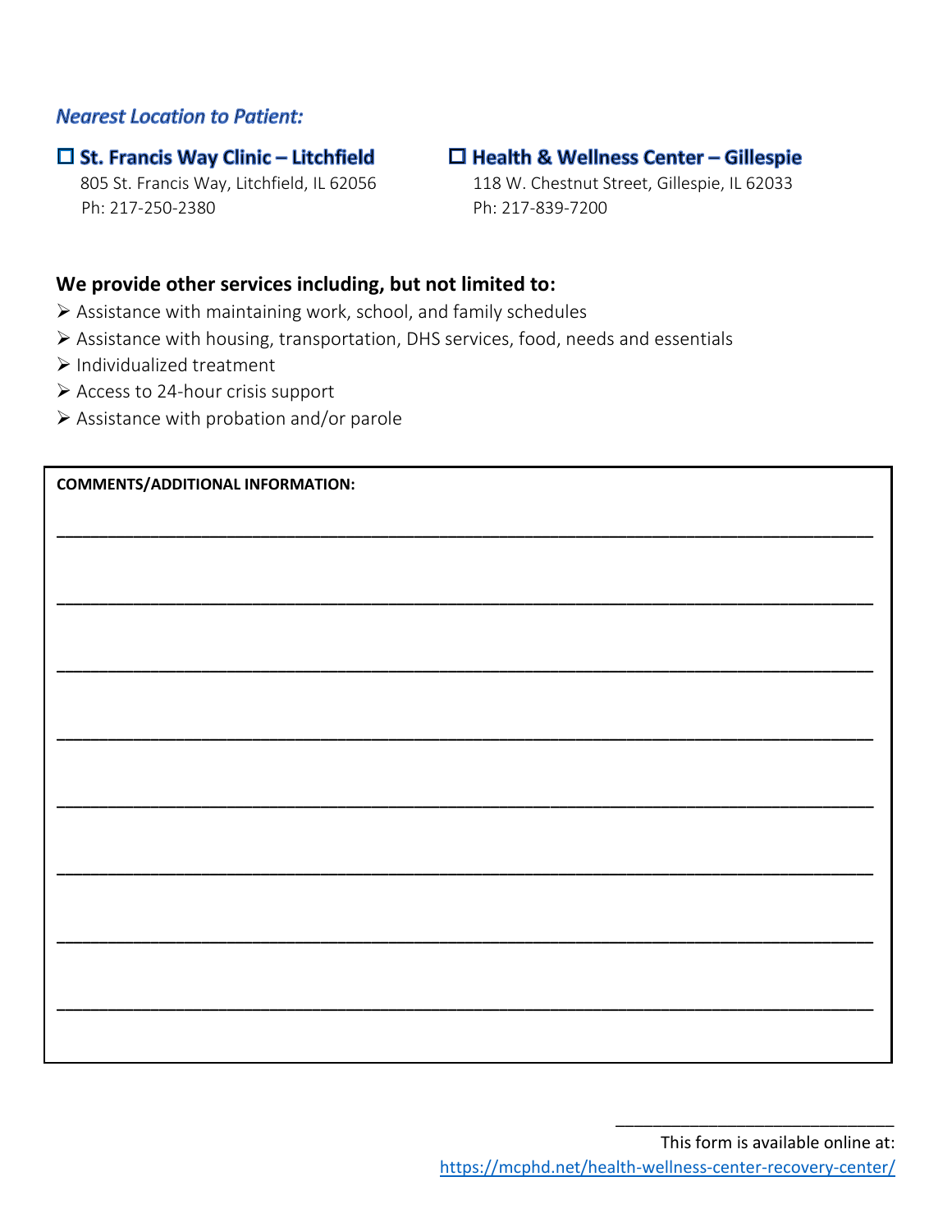*Nearest Location to Patient:*

☐ **St. Francis Way Clinic – Litchfield**
805 St. Francis Way, Litchfield, IL 62056
Ph: 217-250-2380

☐ **Health & Wellness Center – Gillespie**
118 W. Chestnut Street, Gillespie, IL 62033
Ph: 217-839-7200

**We provide other services including, but not limited to:**

- Assistance with maintaining work, school, and family schedules
- Assistance with housing, transportation, DHS services, food, needs and essentials
- Individualized treatment
- Access to 24-hour crisis support
- Assistance with probation and/or parole

**COMMENTS/ADDITIONAL INFORMATION:**

________________________________________________________________________________

________________________________________________________________________________

________________________________________________________________________________

________________________________________________________________________________

________________________________________________________________________________

________________________________________________________________________________

________________________________________________________________________________

________________________________________________________________________________

This form is available online at:
https://mcphd.net/health-wellness-center-recovery-center/